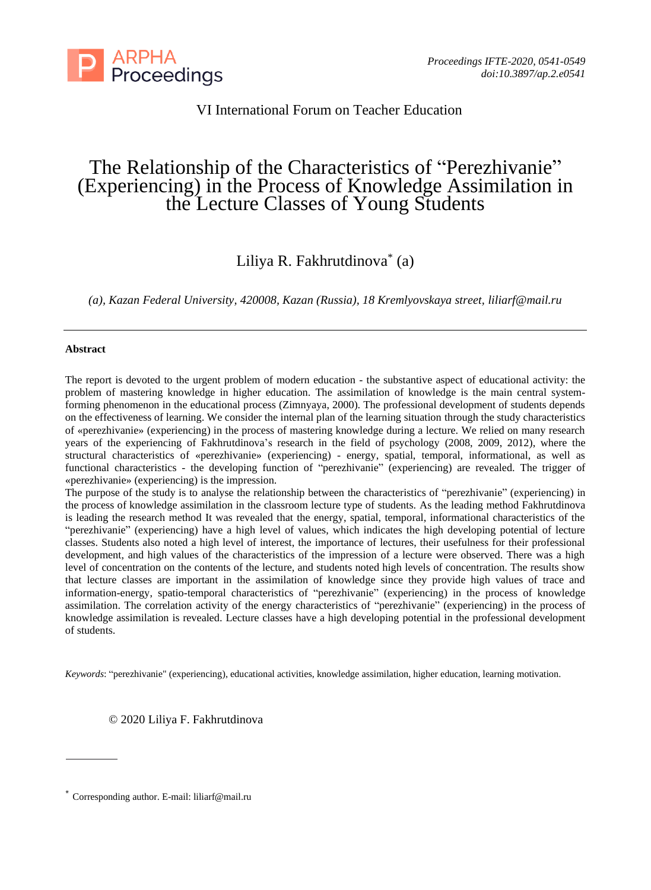VI International Forum on Teacher Education

# The Relationship of the Characteristics of "Perezhivanie" (Experiencing) in the Process of Knowledge Assimilation in the Lecture Classes of Young Students

Liliya R. Fakhrutdinova* (a)

*(a), Kazan Federal University, 420008, Kazan (Russia), 18 Kremlyovskaya street, liliarf@mail.ru*

---

### Abstract

The report is devoted to the urgent problem of modern education - the substantive aspect of educational activity: the problem of mastering knowledge in higher education. The assimilation of knowledge is the main central system-forming phenomenon in the educational process (Zimnyaya, 2000). The professional development of students depends on the effectiveness of learning. We consider the internal plan of the learning situation through the study characteristics of «perezhivanie» (experiencing) in the process of mastering knowledge during a lecture. We relied on many research years of the experiencing of Fakhrutdinova's research in the field of psychology (2008, 2009, 2012), where the structural characteristics of «perezhivanie» (experiencing) - energy, spatial, temporal, informational, as well as functional characteristics - the developing function of "perezhivanie" (experiencing) are revealed. The trigger of «perezhivanie» (experiencing) is the impression.

The purpose of the study is to analyse the relationship between the characteristics of "perezhivanie" (experiencing) in the process of knowledge assimilation in the classroom lecture type of students. As the leading method Fakhrutdinova is leading the research method It was revealed that the energy, spatial, temporal, informational characteristics of the "perezhivanie" (experiencing) have a high level of values, which indicates the high developing potential of lecture classes. Students also noted a high level of interest, the importance of lectures, their usefulness for their professional development, and high values of the characteristics of the impression of a lecture were observed. There was a high level of concentration on the contents of the lecture, and students noted high levels of concentration. The results show that lecture classes are important in the assimilation of knowledge since they provide high values of trace and information-energy, spatio-temporal characteristics of "perezhivanie" (experiencing) in the process of knowledge assimilation. The correlation activity of the energy characteristics of "perezhivanie" (experiencing) in the process of knowledge assimilation is revealed. Lecture classes have a high developing potential in the professional development of students.

*Keywords*: "perezhivanie" (experiencing), educational activities, knowledge assimilation, higher education, learning motivation.

© 2020 Liliya F. Fakhrutdinova

---

* Corresponding author. E-mail: liliarf@mail.ru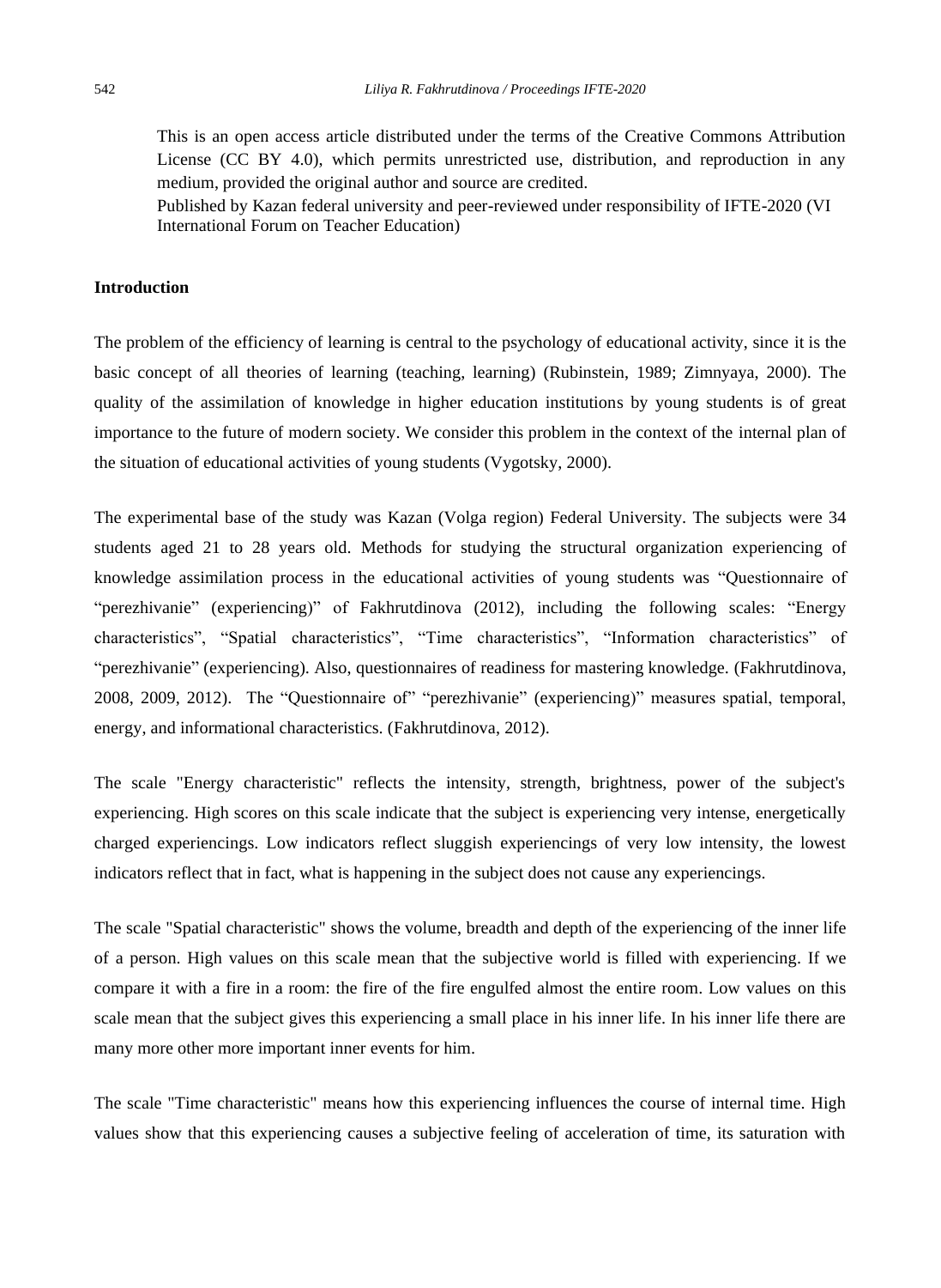This is an open access article distributed under the terms of the Creative Commons Attribution License (CC BY 4.0), which permits unrestricted use, distribution, and reproduction in any medium, provided the original author and source are credited.
Published by Kazan federal university and peer-reviewed under responsibility of IFTE-2020 (VI International Forum on Teacher Education)

## Introduction

The problem of the efficiency of learning is central to the psychology of educational activity, since it is the basic concept of all theories of learning (teaching, learning) (Rubinstein, 1989; Zimnyaya, 2000). The quality of the assimilation of knowledge in higher education institutions by young students is of great importance to the future of modern society. We consider this problem in the context of the internal plan of the situation of educational activities of young students (Vygotsky, 2000).

The experimental base of the study was Kazan (Volga region) Federal University. The subjects were 34 students aged 21 to 28 years old. Methods for studying the structural organization experiencing of knowledge assimilation process in the educational activities of young students was "Questionnaire of "perezhivanie" (experiencing)" of Fakhrutdinova (2012), including the following scales: "Energy characteristics", "Spatial characteristics", "Time characteristics", "Information characteristics" of "perezhivanie" (experiencing). Also, questionnaires of readiness for mastering knowledge. (Fakhrutdinova, 2008, 2009, 2012). The "Questionnaire of" "perezhivanie" (experiencing)" measures spatial, temporal, energy, and informational characteristics. (Fakhrutdinova, 2012).

The scale "Energy characteristic" reflects the intensity, strength, brightness, power of the subject's experiencing. High scores on this scale indicate that the subject is experiencing very intense, energetically charged experiencings. Low indicators reflect sluggish experiencings of very low intensity, the lowest indicators reflect that in fact, what is happening in the subject does not cause any experiencings.

The scale "Spatial characteristic" shows the volume, breadth and depth of the experiencing of the inner life of a person. High values on this scale mean that the subjective world is filled with experiencing. If we compare it with a fire in a room: the fire of the fire engulfed almost the entire room. Low values on this scale mean that the subject gives this experiencing a small place in his inner life. In his inner life there are many more other more important inner events for him.

The scale "Time characteristic" means how this experiencing influences the course of internal time. High values show that this experiencing causes a subjective feeling of acceleration of time, its saturation with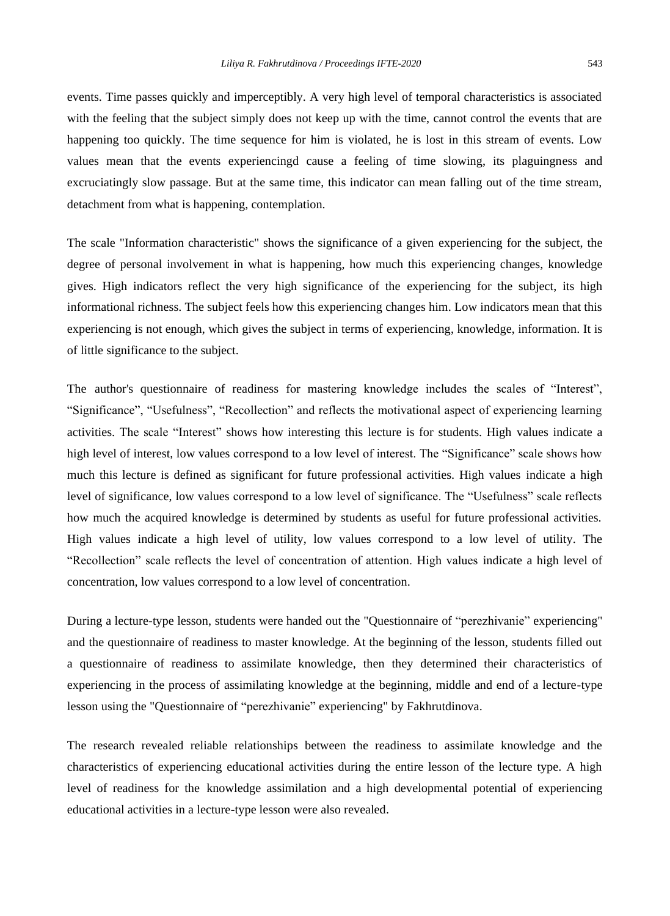events. Time passes quickly and imperceptibly. A very high level of temporal characteristics is associated with the feeling that the subject simply does not keep up with the time, cannot control the events that are happening too quickly. The time sequence for him is violated, he is lost in this stream of events. Low values mean that the events experiencingd cause a feeling of time slowing, its plaguingness and excruciatingly slow passage. But at the same time, this indicator can mean falling out of the time stream, detachment from what is happening, contemplation.

The scale "Information characteristic" shows the significance of a given experiencing for the subject, the degree of personal involvement in what is happening, how much this experiencing changes, knowledge gives. High indicators reflect the very high significance of the experiencing for the subject, its high informational richness. The subject feels how this experiencing changes him. Low indicators mean that this experiencing is not enough, which gives the subject in terms of experiencing, knowledge, information. It is of little significance to the subject.

The author's questionnaire of readiness for mastering knowledge includes the scales of "Interest", "Significance", "Usefulness", "Recollection" and reflects the motivational aspect of experiencing learning activities. The scale "Interest" shows how interesting this lecture is for students. High values indicate a high level of interest, low values correspond to a low level of interest. The "Significance" scale shows how much this lecture is defined as significant for future professional activities. High values indicate a high level of significance, low values correspond to a low level of significance. The "Usefulness" scale reflects how much the acquired knowledge is determined by students as useful for future professional activities. High values indicate a high level of utility, low values correspond to a low level of utility. The "Recollection" scale reflects the level of concentration of attention. High values indicate a high level of concentration, low values correspond to a low level of concentration.

During a lecture-type lesson, students were handed out the "Questionnaire of "perezhivanie" experiencing" and the questionnaire of readiness to master knowledge. At the beginning of the lesson, students filled out a questionnaire of readiness to assimilate knowledge, then they determined their characteristics of experiencing in the process of assimilating knowledge at the beginning, middle and end of a lecture-type lesson using the "Questionnaire of "perezhivanie" experiencing" by Fakhrutdinova.

The research revealed reliable relationships between the readiness to assimilate knowledge and the characteristics of experiencing educational activities during the entire lesson of the lecture type. A high level of readiness for the knowledge assimilation and a high developmental potential of experiencing educational activities in a lecture-type lesson were also revealed.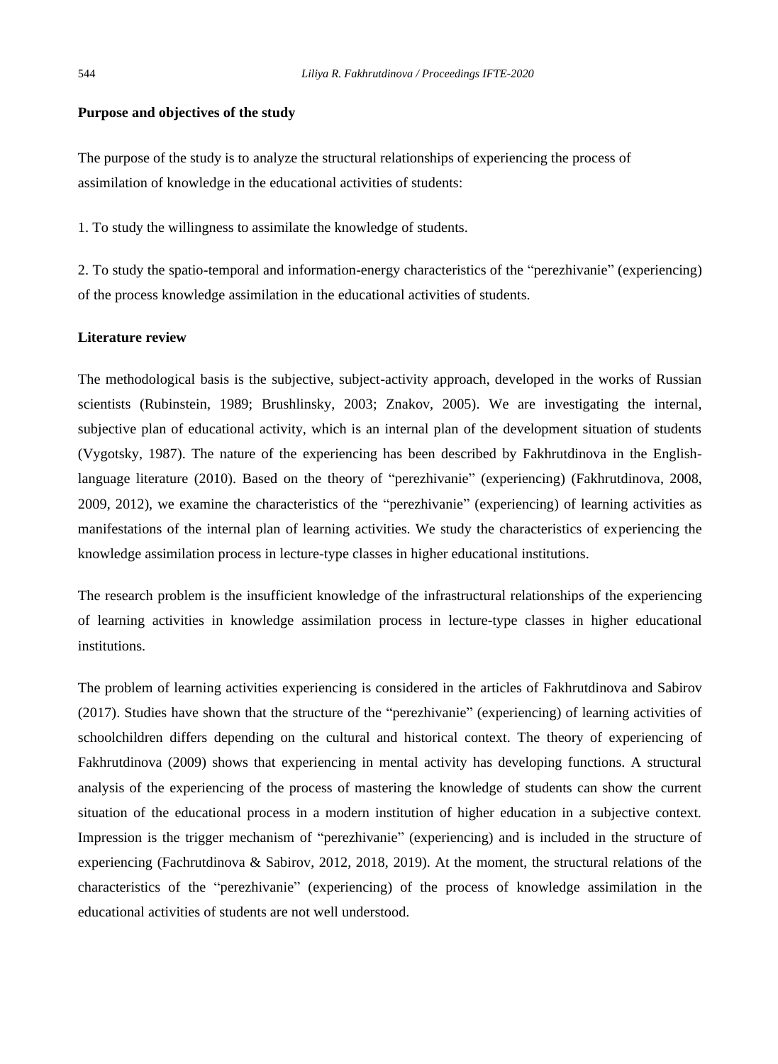**Purpose and objectives of the study**

The purpose of the study is to analyze the structural relationships of experiencing the process of assimilation of knowledge in the educational activities of students:

1. To study the willingness to assimilate the knowledge of students.

2. To study the spatio-temporal and information-energy characteristics of the "perezhivanie" (experiencing) of the process knowledge assimilation in the educational activities of students.

**Literature review**

The methodological basis is the subjective, subject-activity approach, developed in the works of Russian scientists (Rubinstein, 1989; Brushlinsky, 2003; Znakov, 2005). We are investigating the internal, subjective plan of educational activity, which is an internal plan of the development situation of students (Vygotsky, 1987). The nature of the experiencing has been described by Fakhrutdinova in the English-language literature (2010). Based on the theory of "perezhivanie" (experiencing) (Fakhrutdinova, 2008, 2009, 2012), we examine the characteristics of the "perezhivanie" (experiencing) of learning activities as manifestations of the internal plan of learning activities. We study the characteristics of experiencing the knowledge assimilation process in lecture-type classes in higher educational institutions.

The research problem is the insufficient knowledge of the infrastructural relationships of the experiencing of learning activities in knowledge assimilation process in lecture-type classes in higher educational institutions.

The problem of learning activities experiencing is considered in the articles of Fakhrutdinova and Sabirov (2017). Studies have shown that the structure of the "perezhivanie" (experiencing) of learning activities of schoolchildren differs depending on the cultural and historical context. The theory of experiencing of Fakhrutdinova (2009) shows that experiencing in mental activity has developing functions. A structural analysis of the experiencing of the process of mastering the knowledge of students can show the current situation of the educational process in a modern institution of higher education in a subjective context. Impression is the trigger mechanism of "perezhivanie" (experiencing) and is included in the structure of experiencing (Fachrutdinova & Sabirov, 2012, 2018, 2019). At the moment, the structural relations of the characteristics of the "perezhivanie" (experiencing) of the process of knowledge assimilation in the educational activities of students are not well understood.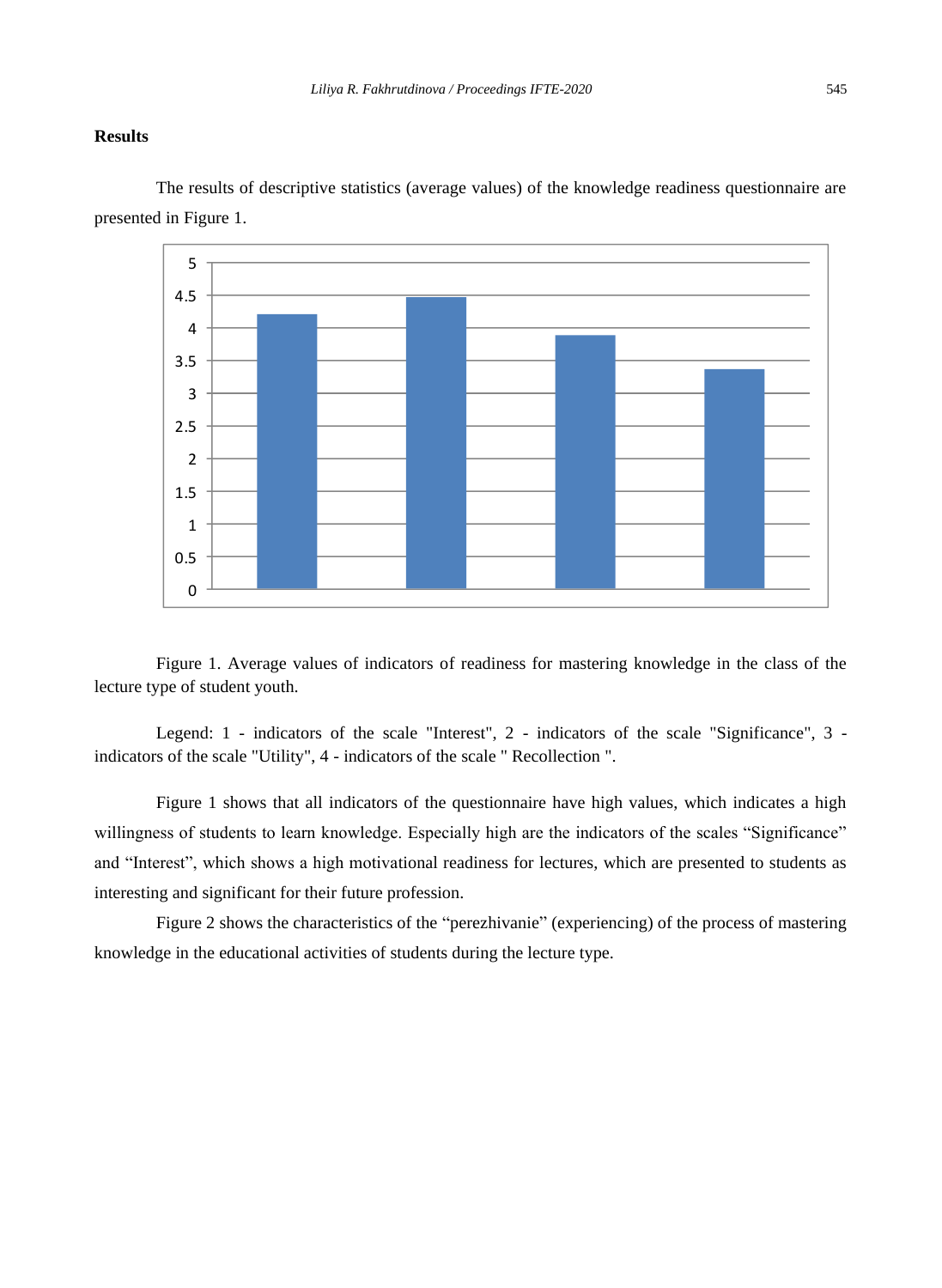## Results

The results of descriptive statistics (average values) of the knowledge readiness questionnaire are presented in Figure 1.

Figure 1. Average values of indicators of readiness for mastering knowledge in the class of the lecture type of student youth.

Legend: 1 - indicators of the scale "Interest", 2 - indicators of the scale "Significance", 3 - indicators of the scale "Utility", 4 - indicators of the scale " Recollection ".

Figure 1 shows that all indicators of the questionnaire have high values, which indicates a high willingness of students to learn knowledge. Especially high are the indicators of the scales “Significance” and “Interest”, which shows a high motivational readiness for lectures, which are presented to students as interesting and significant for their future profession.

Figure 2 shows the characteristics of the “perezhivanie” (experiencing) of the process of mastering knowledge in the educational activities of students during the lecture type.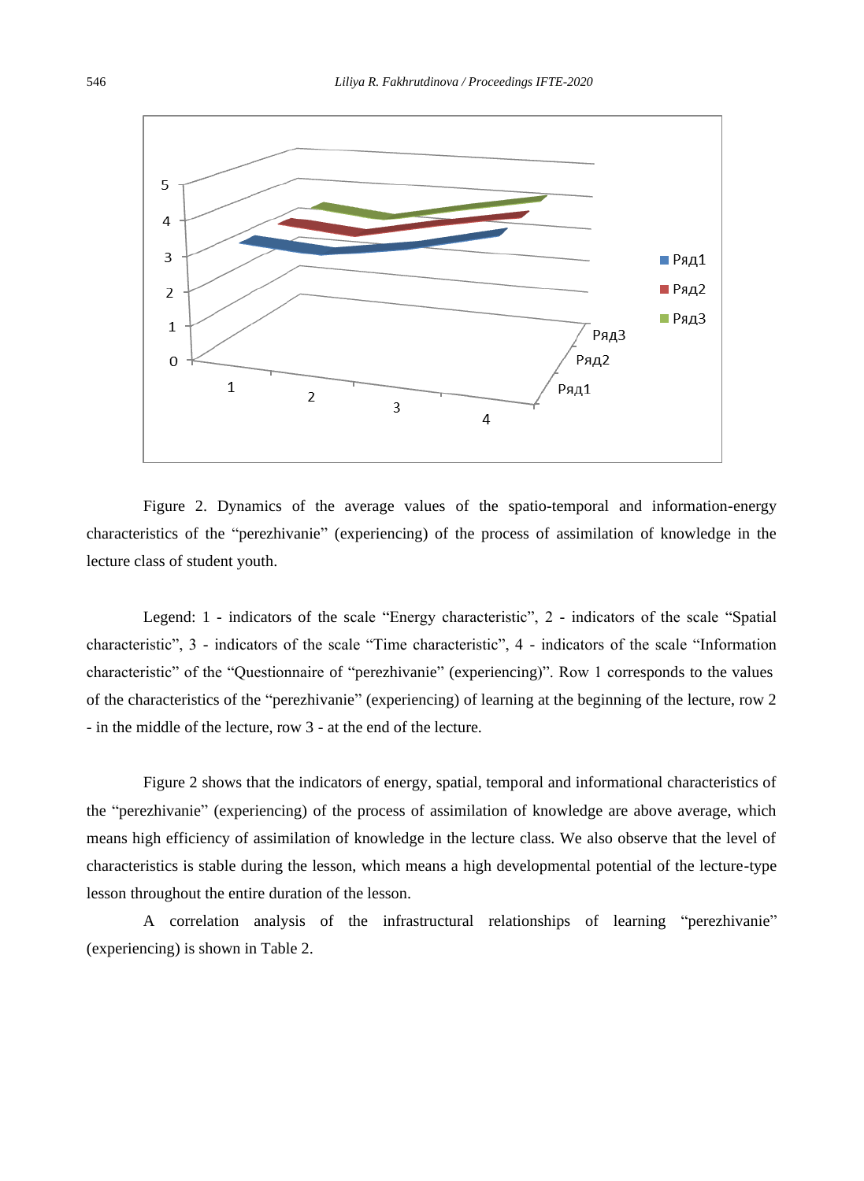Figure 2. Dynamics of the average values of the spatio-temporal and information-energy characteristics of the “perezhivanie” (experiencing) of the process of assimilation of knowledge in the lecture class of student youth.

Legend: 1 - indicators of the scale “Energy characteristic”, 2 - indicators of the scale “Spatial characteristic”, 3 - indicators of the scale “Time characteristic”, 4 - indicators of the scale “Information characteristic” of the “Questionnaire of “perezhivanie” (experiencing)”. Row 1 corresponds to the values of the characteristics of the “perezhivanie” (experiencing) of learning at the beginning of the lecture, row 2 - in the middle of the lecture, row 3 - at the end of the lecture.

Figure 2 shows that the indicators of energy, spatial, temporal and informational characteristics of the “perezhivanie” (experiencing) of the process of assimilation of knowledge are above average, which means high efficiency of assimilation of knowledge in the lecture class. We also observe that the level of characteristics is stable during the lesson, which means a high developmental potential of the lecture-type lesson throughout the entire duration of the lesson.

A correlation analysis of the infrastructural relationships of learning “perezhivanie” (experiencing) is shown in Table 2.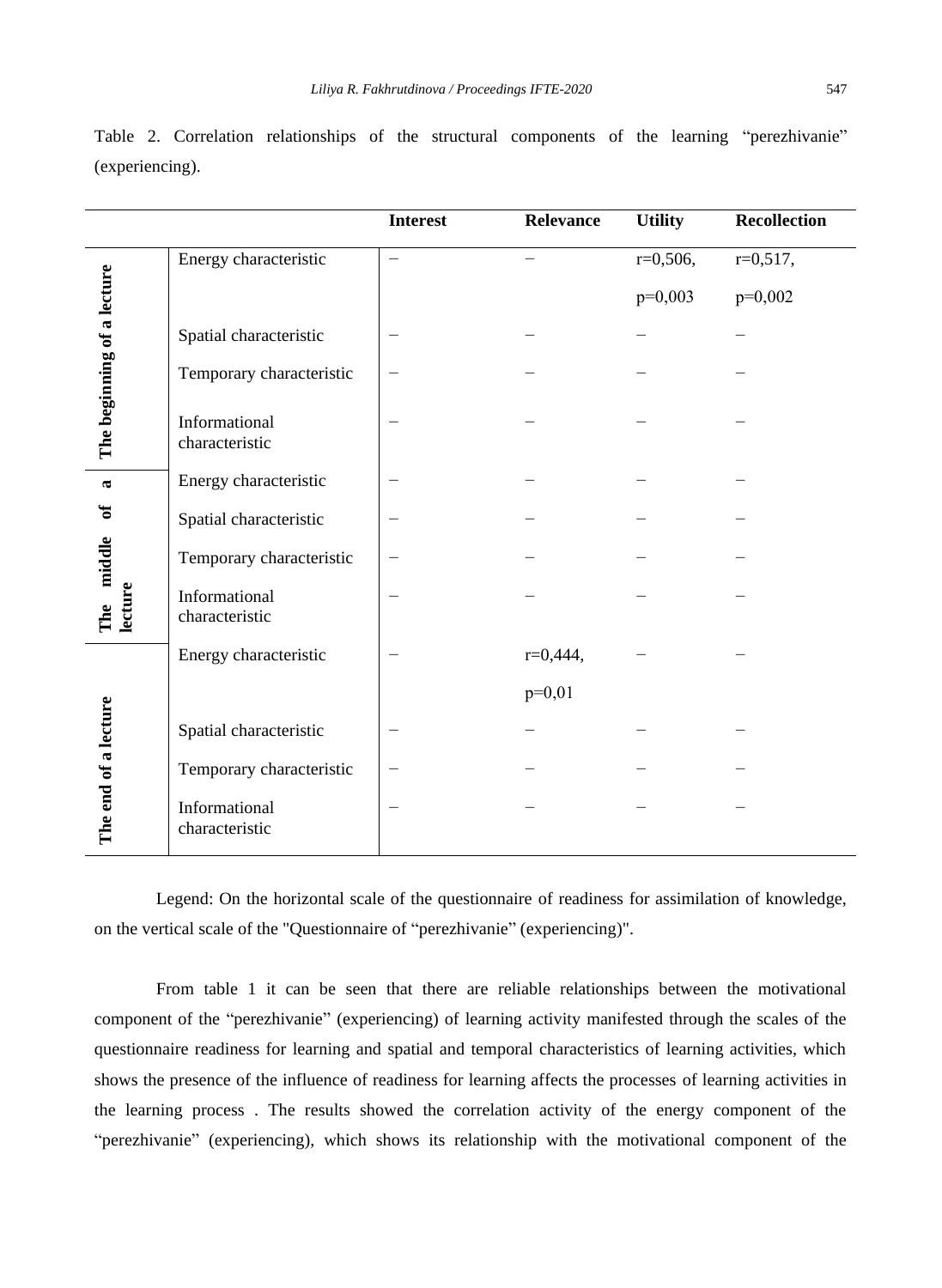Table 2. Correlation relationships of the structural components of the learning “perezhivanie” (experiencing).

| | | Interest | Relevance | Utility | Recollection |
|---|---|---|---|---|---|
| **The beginning of a lecture** | Energy characteristic | – | – | r=0,506, p=0,003 | r=0,517, p=0,002 |
| | Spatial characteristic | – | – | – | – |
| | Temporary characteristic | – | – | – | – |
| | Informational characteristic | – | – | – | – |
| **The middle of a lecture** | Energy characteristic | – | – | – | – |
| | Spatial characteristic | – | – | – | – |
| | Temporary characteristic | – | – | – | – |
| | Informational characteristic | – | – | – | – |
| **The end of a lecture** | Energy characteristic | – | r=0,444, p=0,01 | – | – |
| | Spatial characteristic | – | – | – | – |
| | Temporary characteristic | – | – | – | – |
| | Informational characteristic | – | – | – | – |

Legend: On the horizontal scale of the questionnaire of readiness for assimilation of knowledge, on the vertical scale of the "Questionnaire of “perezhivanie” (experiencing)".

From table 1 it can be seen that there are reliable relationships between the motivational component of the “perezhivanie” (experiencing) of learning activity manifested through the scales of the questionnaire readiness for learning and spatial and temporal characteristics of learning activities, which shows the presence of the influence of readiness for learning affects the processes of learning activities in the learning process . The results showed the correlation activity of the energy component of the “perezhivanie” (experiencing), which shows its relationship with the motivational component of the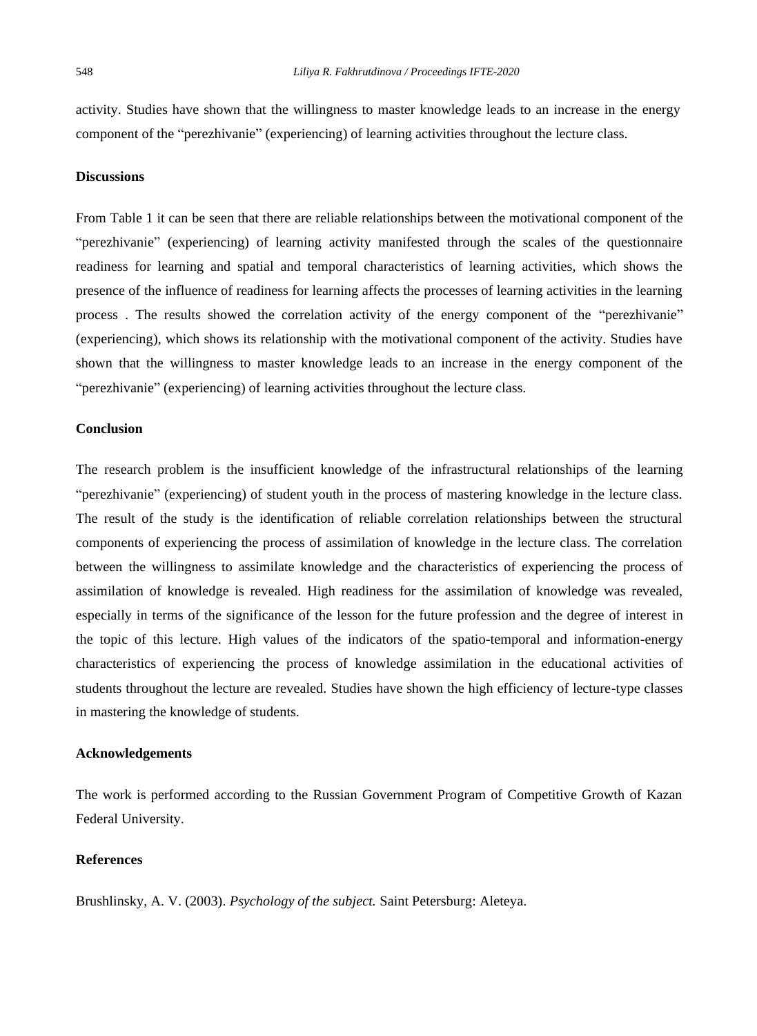activity. Studies have shown that the willingness to master knowledge leads to an increase in the energy component of the "perezhivanie" (experiencing) of learning activities throughout the lecture class.

## Discussions

From Table 1 it can be seen that there are reliable relationships between the motivational component of the "perezhivanie" (experiencing) of learning activity manifested through the scales of the questionnaire readiness for learning and spatial and temporal characteristics of learning activities, which shows the presence of the influence of readiness for learning affects the processes of learning activities in the learning process . The results showed the correlation activity of the energy component of the "perezhivanie" (experiencing), which shows its relationship with the motivational component of the activity. Studies have shown that the willingness to master knowledge leads to an increase in the energy component of the "perezhivanie" (experiencing) of learning activities throughout the lecture class.

## Conclusion

The research problem is the insufficient knowledge of the infrastructural relationships of the learning "perezhivanie" (experiencing) of student youth in the process of mastering knowledge in the lecture class. The result of the study is the identification of reliable correlation relationships between the structural components of experiencing the process of assimilation of knowledge in the lecture class. The correlation between the willingness to assimilate knowledge and the characteristics of experiencing the process of assimilation of knowledge is revealed. High readiness for the assimilation of knowledge was revealed, especially in terms of the significance of the lesson for the future profession and the degree of interest in the topic of this lecture. High values of the indicators of the spatio-temporal and information-energy characteristics of experiencing the process of knowledge assimilation in the educational activities of students throughout the lecture are revealed. Studies have shown the high efficiency of lecture-type classes in mastering the knowledge of students.

## Acknowledgements

The work is performed according to the Russian Government Program of Competitive Growth of Kazan Federal University.

## References

Brushlinsky, A. V. (2003). *Psychology of the subject.* Saint Petersburg: Aleteya.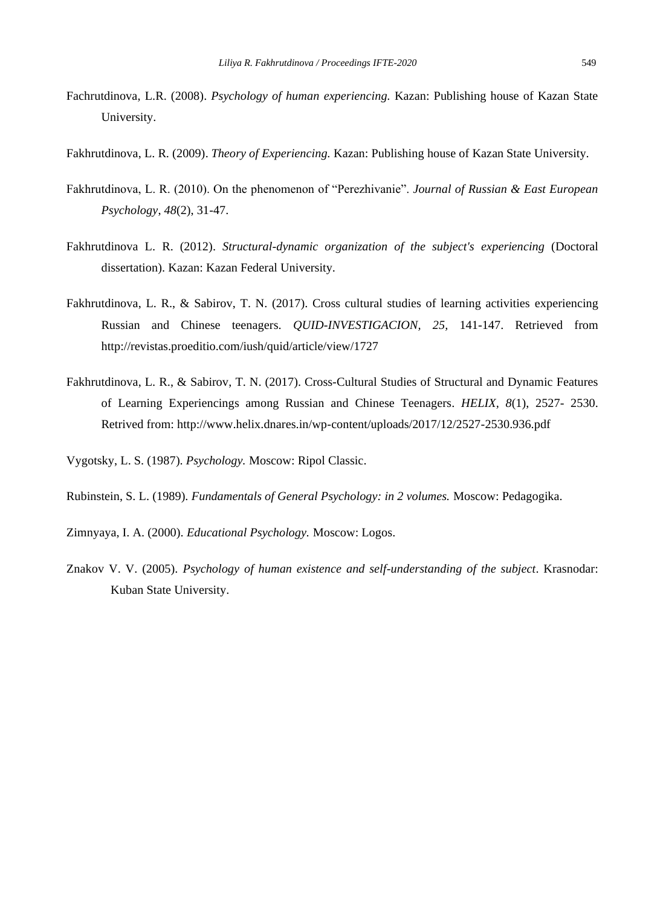Fachrutdinova, L.R. (2008). *Psychology of human experiencing.* Kazan: Publishing house of Kazan State University.

Fakhrutdinova, L. R. (2009). *Theory of Experiencing.* Kazan: Publishing house of Kazan State University.

Fakhrutdinova, L. R. (2010). On the phenomenon of "Perezhivanie". *Journal of Russian & East European Psychology*, *48*(2), 31-47.

Fakhrutdinova L. R. (2012). *Structural-dynamic organization of the subject's experiencing* (Doctoral dissertation). Kazan: Kazan Federal University.

Fakhrutdinova, L. R., & Sabirov, T. N. (2017). Cross cultural studies of learning activities experiencing Russian and Chinese teenagers. *QUID-INVESTIGACION*, *25*, 141-147. Retrieved from http://revistas.proeditio.com/iush/quid/article/view/1727

Fakhrutdinova, L. R., & Sabirov, T. N. (2017). Cross-Cultural Studies of Structural and Dynamic Features of Learning Experiencings among Russian and Chinese Teenagers. *HELIX*, *8*(1), 2527- 2530. Retrived from: http://www.helix.dnares.in/wp-content/uploads/2017/12/2527-2530.936.pdf

Vygotsky, L. S. (1987). *Psychology.* Moscow: Ripol Classic.

Rubinstein, S. L. (1989). *Fundamentals of General Psychology: in 2 volumes.* Moscow: Pedagogika.

Zimnyaya, I. A. (2000). *Educational Psychology.* Moscow: Logos.

Znakov V. V. (2005). *Psychology of human existence and self-understanding of the subject*. Krasnodar: Kuban State University.